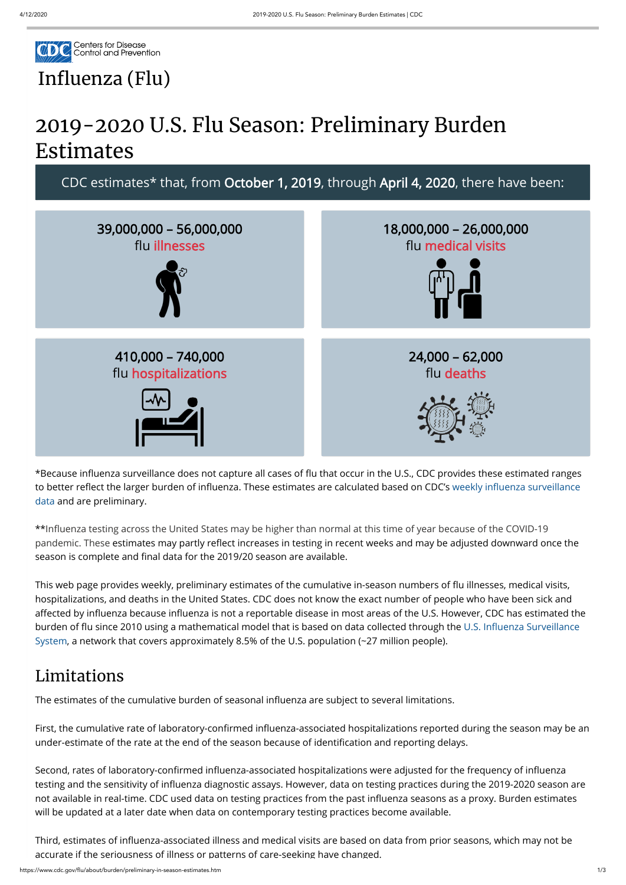Centers for Disease Control and Prevention

# Influenza (Flu)

# 2019-2020 U.S. Flu Season: Preliminary Burden Estimates

CDC estimates* that, from **October 1, 2019**, through **April 4, 2020**, there have been:

**39,000,000 – 56,000,000**
flu **illnesses**

**18,000,000 – 26,000,000**
flu **medical visits**

**410,000 – 740,000**
flu **hospitalizations**

**24,000 – 62,000**
flu **deaths**

*Because influenza surveillance does not capture all cases of flu that occur in the U.S., CDC provides these estimated ranges to better reflect the larger burden of influenza. These estimates are calculated based on CDC's weekly influenza surveillance data and are preliminary.

**Influenza testing across the United States may be higher than normal at this time of year because of the COVID-19 pandemic. These estimates may partly reflect increases in testing in recent weeks and may be adjusted downward once the season is complete and final data for the 2019/20 season are available.

This web page provides weekly, preliminary estimates of the cumulative in-season numbers of flu illnesses, medical visits, hospitalizations, and deaths in the United States. CDC does not know the exact number of people who have been sick and affected by influenza because influenza is not a reportable disease in most areas of the U.S. However, CDC has estimated the burden of flu since 2010 using a mathematical model that is based on data collected through the U.S. Influenza Surveillance System, a network that covers approximately 8.5% of the U.S. population (~27 million people).

## Limitations

The estimates of the cumulative burden of seasonal influenza are subject to several limitations.

First, the cumulative rate of laboratory-confirmed influenza-associated hospitalizations reported during the season may be an under-estimate of the rate at the end of the season because of identification and reporting delays.

Second, rates of laboratory-confirmed influenza-associated hospitalizations were adjusted for the frequency of influenza testing and the sensitivity of influenza diagnostic assays. However, data on testing practices during the 2019-2020 season are not available in real-time. CDC used data on testing practices from the past influenza seasons as a proxy. Burden estimates will be updated at a later date when data on contemporary testing practices become available.

Third, estimates of influenza-associated illness and medical visits are based on data from prior seasons, which may not be accurate if the seriousness of illness or patterns of care-seeking have changed.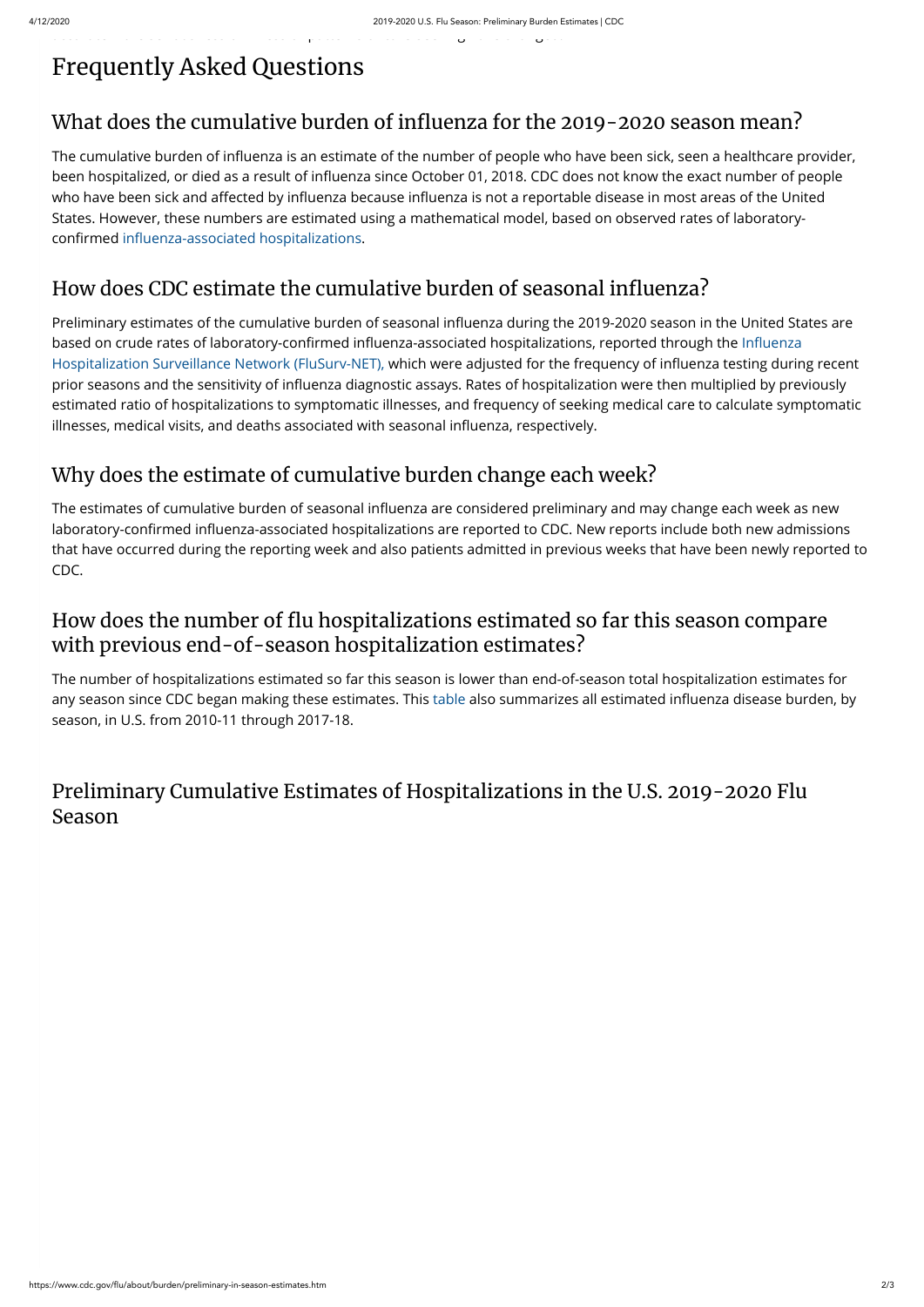# Frequently Asked Questions

## What does the cumulative burden of influenza for the 2019-2020 season mean?

The cumulative burden of influenza is an estimate of the number of people who have been sick, seen a healthcare provider, been hospitalized, or died as a result of influenza since October 01, 2018. CDC does not know the exact number of people who have been sick and affected by influenza because influenza is not a reportable disease in most areas of the United States. However, these numbers are estimated using a mathematical model, based on observed rates of laboratory-confirmed influenza-associated hospitalizations.

## How does CDC estimate the cumulative burden of seasonal influenza?

Preliminary estimates of the cumulative burden of seasonal influenza during the 2019-2020 season in the United States are based on crude rates of laboratory-confirmed influenza-associated hospitalizations, reported through the Influenza Hospitalization Surveillance Network (FluSurv-NET), which were adjusted for the frequency of influenza testing during recent prior seasons and the sensitivity of influenza diagnostic assays. Rates of hospitalization were then multiplied by previously estimated ratio of hospitalizations to symptomatic illnesses, and frequency of seeking medical care to calculate symptomatic illnesses, medical visits, and deaths associated with seasonal influenza, respectively.

## Why does the estimate of cumulative burden change each week?

The estimates of cumulative burden of seasonal influenza are considered preliminary and may change each week as new laboratory-confirmed influenza-associated hospitalizations are reported to CDC. New reports include both new admissions that have occurred during the reporting week and also patients admitted in previous weeks that have been newly reported to CDC.

## How does the number of flu hospitalizations estimated so far this season compare with previous end-of-season hospitalization estimates?

The number of hospitalizations estimated so far this season is lower than end-of-season total hospitalization estimates for any season since CDC began making these estimates. This table also summarizes all estimated influenza disease burden, by season, in U.S. from 2010-11 through 2017-18.

## Preliminary Cumulative Estimates of Hospitalizations in the U.S. 2019-2020 Flu Season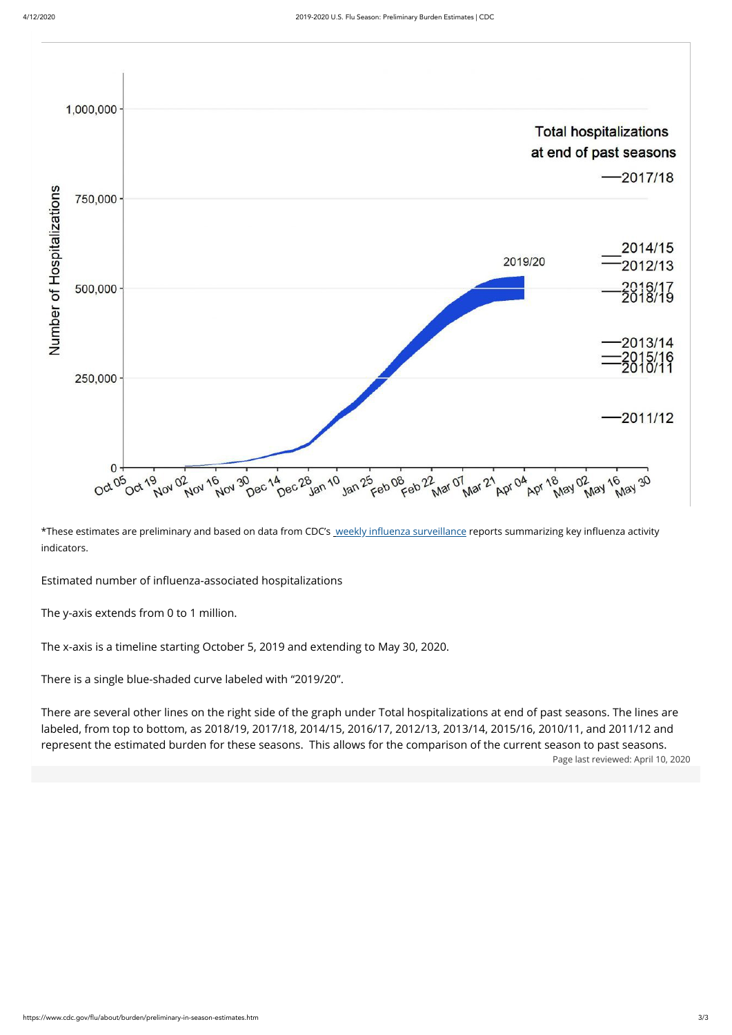1,000,000
750,000
500,000
250,000
0

Number of Hospitalizations

Oct 05 Oct 19 Nov 02 Nov 16 Nov 30 Dec 14 Dec 28 Jan 10 Jan 25 Feb 08 Feb 22 Mar 07 Mar 21 Apr 04 Apr 18 May 02 May 16 May 30

2019/20

Total hospitalizations at end of past seasons

2017/18
2014/15
2012/13
2016/17
2018/19
2013/14
2015/16
2010/11
2011/12

*These estimates are preliminary and based on data from CDC's weekly influenza surveillance reports summarizing key influenza activity indicators.

Estimated number of influenza-associated hospitalizations

The y-axis extends from 0 to 1 million.

The x-axis is a timeline starting October 5, 2019 and extending to May 30, 2020.

There is a single blue-shaded curve labeled with "2019/20".

There are several other lines on the right side of the graph under Total hospitalizations at end of past seasons. The lines are labeled, from top to bottom, as 2018/19, 2017/18, 2014/15, 2016/17, 2012/13, 2013/14, 2015/16, 2010/11, and 2011/12 and represent the estimated burden for these seasons. This allows for the comparison of the current season to past seasons.

Page last reviewed: April 10, 2020